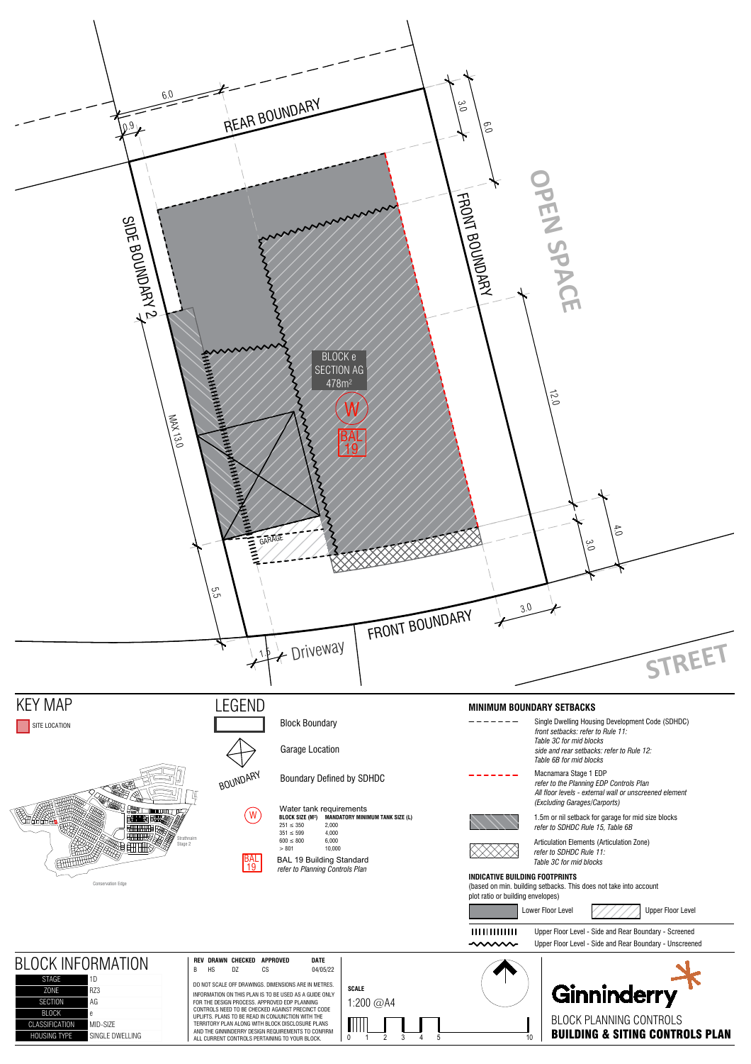REAR BOUNDARY

SIDE BOUNDARY 2

FRONT BOUNDARY

OPEN SPACE

FRONT BOUNDARY

STREET

Driveway

GARAGE

BLOCK e
SECTION AG
478m²

W

BAL 19

6.0
0.9
3.0
6.0
12.0
4.0
3.0
3.0
MAX 13.0
5.5
1.5

## KEY MAP

SITE LOCATION

Strathnairn Stage 2

Conservation Edge

## LEGEND

- Block Boundary
- Garage Location
- BOUNDARY — Boundary Defined by SDHDC
- W — Water tank requirements

| BLOCK SIZE (M²) | MANDATORY MINIMUM TANK SIZE (L) |
|---|---|
| 251 ≤ 350 | 2,000 |
| 351 ≤ 599 | 4,000 |
| 600 ≤ 800 | 6,000 |
| > 801 | 10,000 |

- BAL 19 — BAL 19 Building Standard
  *refer to Planning Controls Plan*

## MINIMUM BOUNDARY SETBACKS

- Single Dwelling Housing Development Code (SDHDC)
  *front setbacks: refer to Rule 11: Table 3C for mid blocks*
  *side and rear setbacks: refer to Rule 12: Table 6B for mid blocks*
- Macnamara Stage 1 EDP
  *refer to the Planning EDP Controls Plan*
  *All floor levels - external wall or unscreened element (Excluding Garages/Carports)*
- 1.5m or nil setback for garage for mid size blocks
  *refer to SDHDC Rule 15, Table 6B*
- Articulation Elements (Articulation Zone)
  *refer to SDHDC Rule 11: Table 3C for mid blocks*

**INDICATIVE BUILDING FOOTPRINTS**
(based on min. building setbacks. This does not take into account plot ratio or building envelopes)

- Lower Floor Level
- Upper Floor Level
- Upper Floor Level - Side and Rear Boundary - Screened
- Upper Floor Level - Side and Rear Boundary - Unscreened

## BLOCK INFORMATION

| | |
|---|---|
| STAGE | 1D |
| ZONE | RZ3 |
| SECTION | AG |
| BLOCK | e |
| CLASSIFICATION | MID-SIZE |
| HOUSING TYPE | SINGLE DWELLING |

| REV | DRAWN | CHECKED | APPROVED | DATE |
|---|---|---|---|---|
| B | HS | DZ | CS | 04/05/22 |

DO NOT SCALE OFF DRAWINGS. DIMENSIONS ARE IN METRES.

INFORMATION ON THIS PLAN IS TO BE USED AS A GUIDE ONLY FOR THE DESIGN PROCESS. APPROVED EDP PLANNING CONTROLS NEED TO BE CHECKED AGAINST PRECINCT CODE UPLIFTS. PLANS TO BE READ IN CONJUNCTION WITH THE TERRITORY PLAN ALONG WITH BLOCK DISCLOSURE PLANS AND THE GINNINDERRY DESIGN REQUIREMENTS TO CONFIRM ALL CURRENT CONTROLS PERTAINING TO YOUR BLOCK.

**SCALE**
1:200 @A4

0 1 2 3 4 5 10

Ginninderry

BLOCK PLANNING CONTROLS
**BUILDING & SITING CONTROLS PLAN**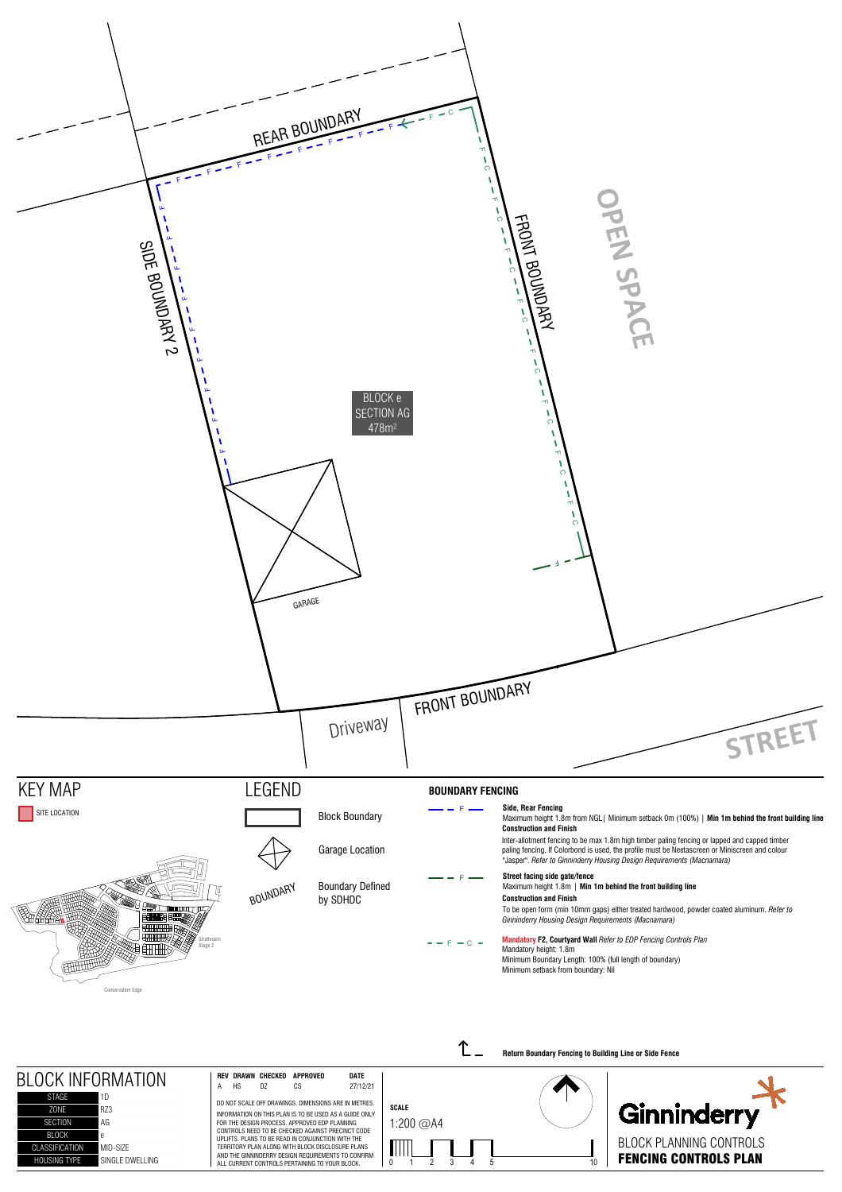REAR BOUNDARY

SIDE BOUNDARY 2

FRONT BOUNDARY

OPEN SPACE

BLOCK e
SECTION AG
478m²

GARAGE

Driveway

FRONT BOUNDARY

STREET

## KEY MAP

SITE LOCATION

Strathnairn Stage 2

Conservation Edge

## LEGEND

Block Boundary

Garage Location

BOUNDARY — Boundary Defined by SDHDC

## BOUNDARY FENCING

**Side, Rear Fencing**
Maximum height 1.8m from NGL | Minimum setback 0m (100%) | **Min 1m behind the front building line**
**Construction and Finish**
Inter-allotment fencing to be max 1.8m high timber paling fencing or lapped and capped timber paling fencing. If Colorbond is used, the profile must be Neetascreen or Miniscreen and colour "Jasper". *Refer to Ginninderry Housing Design Requirements (Macnamara)*

**Street facing side gate/fence**
Maximum height 1.8m | **Min 1m behind the front building line**
**Construction and Finish**
To be open form (min 10mm gaps) either treated hardwood, powder coated aluminum. *Refer to Ginninderry Housing Design Requirements (Macnamara)*

**Mandatory F2, Courtyard Wall** *Refer to EDP Fencing Controls Plan*
Mandatory height: 1.8m
Minimum Boundary Length: 100% (full length of boundary)
Minimum setback from boundary: Nil

**Return Boundary Fencing to Building Line or Side Fence**

## BLOCK INFORMATION

| | |
|---|---|
| STAGE | 1D |
| ZONE | RZ3 |
| SECTION | AG |
| BLOCK | e |
| CLASSIFICATION | MID-SIZE |
| HOUSING TYPE | SINGLE DWELLING |

| REV | DRAWN | CHECKED | APPROVED | DATE |
|---|---|---|---|---|
| A | HS | DZ | CS | 27/12/21 |

DO NOT SCALE OFF DRAWINGS. DIMENSIONS ARE IN METRES.
INFORMATION ON THIS PLAN IS TO BE USED AS A GUIDE ONLY FOR THE DESIGN PROCESS. APPROVED EDP PLANNING CONTROLS NEED TO BE CHECKED AGAINST PRECINCT CODE UPLIFTS. PLANS TO BE READ IN CONJUNCTION WITH THE TERRITORY PLAN ALONG WITH BLOCK DISCLOSURE PLANS AND THE GINNINDERRY DESIGN REQUIREMENTS TO CONFIRM ALL CURRENT CONTROLS PERTAINING TO YOUR BLOCK.

**SCALE**
1:200 @A4

0 1 2 3 4 5 10

Ginninderry

BLOCK PLANNING CONTROLS
**FENCING CONTROLS PLAN**